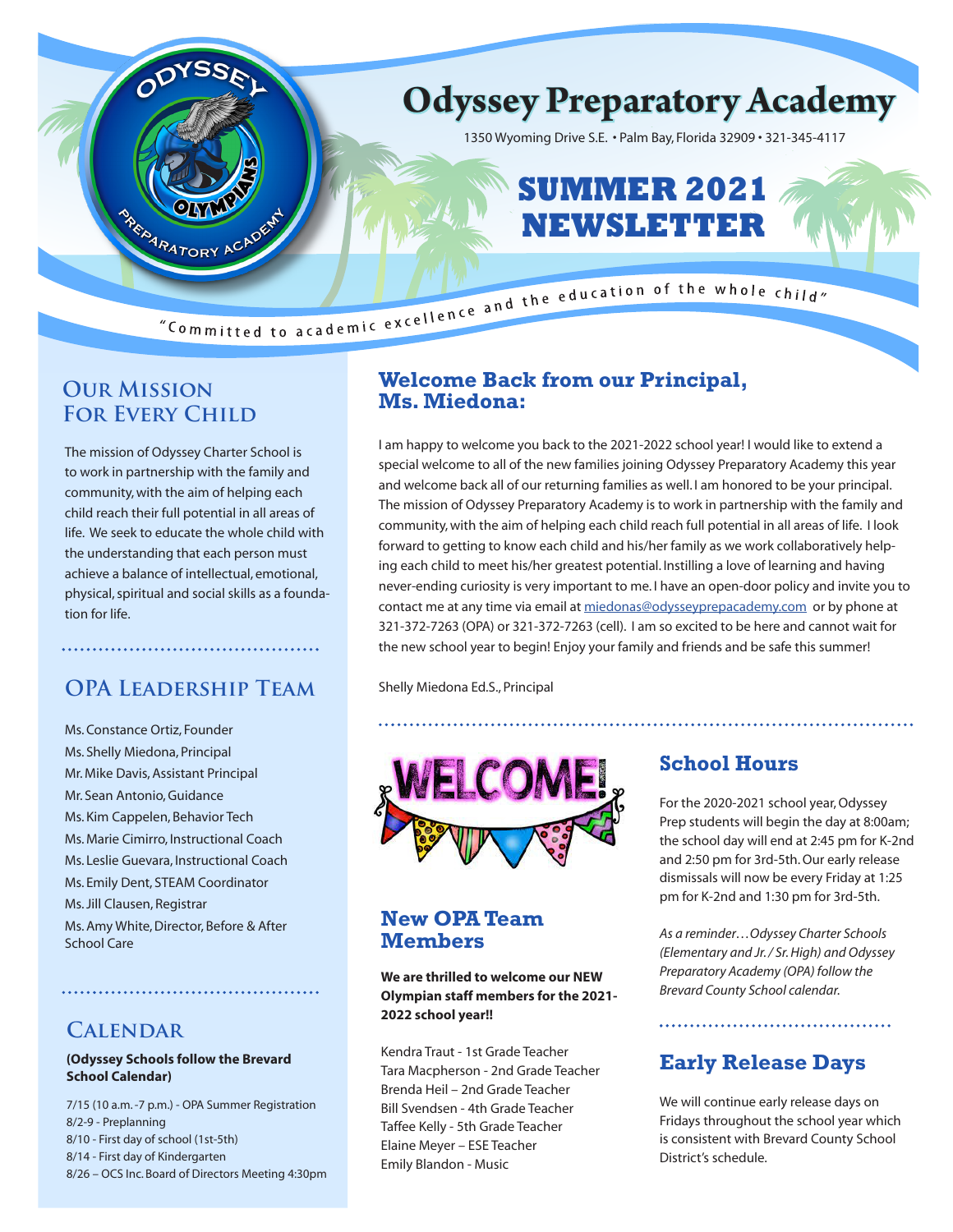# Odyssey Preparatory Academy

1350 Wyoming Drive S.E. • Palm Bay, Florida 32909 • 321-345-4117

# SUMMER 2021 NEWSLETTER

"Committed to academic excellence and the education of the whole child"

## Our Mission For Every Child

The mission of Odyssey Charter School is to work in partnership with the family and community, with the aim of helping each child reach their full potential in all areas of life. We seek to educate the whole child with the understanding that each person must achieve a balance of intellectual, emotional, physical, spiritual and social skills as a foundation for life.

## OPA Leadership Team

Ms. Constance Ortiz, Founder
Ms. Shelly Miedona, Principal
Mr. Mike Davis, Assistant Principal
Mr. Sean Antonio, Guidance
Ms. Kim Cappelen, Behavior Tech
Ms. Marie Cimirro, Instructional Coach
Ms. Leslie Guevara, Instructional Coach
Ms. Emily Dent, STEAM Coordinator
Ms. Jill Clausen, Registrar
Ms. Amy White, Director, Before & After School Care

## Calendar

**(Odyssey Schools follow the Brevard School Calendar)**

7/15 (10 a.m. -7 p.m.) - OPA Summer Registration
8/2-9 - Preplanning
8/10 - First day of school (1st-5th)
8/14 - First day of Kindergarten
8/26 – OCS Inc. Board of Directors Meeting 4:30pm

## Welcome Back from our Principal, Ms. Miedona:

I am happy to welcome you back to the 2021-2022 school year! I would like to extend a special welcome to all of the new families joining Odyssey Preparatory Academy this year and welcome back all of our returning families as well. I am honored to be your principal. The mission of Odyssey Preparatory Academy is to work in partnership with the family and community, with the aim of helping each child reach full potential in all areas of life. I look forward to getting to know each child and his/her family as we work collaboratively helping each child to meet his/her greatest potential. Instilling a love of learning and having never-ending curiosity is very important to me. I have an open-door policy and invite you to contact me at any time via email at miedonas@odysseyprepacademy.com or by phone at 321-372-7263 (OPA) or 321-372-7263 (cell). I am so excited to be here and cannot wait for the new school year to begin! Enjoy your family and friends and be safe this summer!

Shelly Miedona Ed.S., Principal

WELCOME!

## New OPA Team Members

**We are thrilled to welcome our NEW Olympian staff members for the 2021-2022 school year!!**

Kendra Traut - 1st Grade Teacher
Tara Macpherson - 2nd Grade Teacher
Brenda Heil – 2nd Grade Teacher
Bill Svendsen - 4th Grade Teacher
Taffee Kelly - 5th Grade Teacher
Elaine Meyer – ESE Teacher
Emily Blandon - Music

## School Hours

For the 2020-2021 school year, Odyssey Prep students will begin the day at 8:00am; the school day will end at 2:45 pm for K-2nd and 2:50 pm for 3rd-5th. Our early release dismissals will now be every Friday at 1:25 pm for K-2nd and 1:30 pm for 3rd-5th.

*As a reminder…Odyssey Charter Schools (Elementary and Jr. / Sr. High) and Odyssey Preparatory Academy (OPA) follow the Brevard County School calendar.*

## Early Release Days

We will continue early release days on Fridays throughout the school year which is consistent with Brevard County School District's schedule.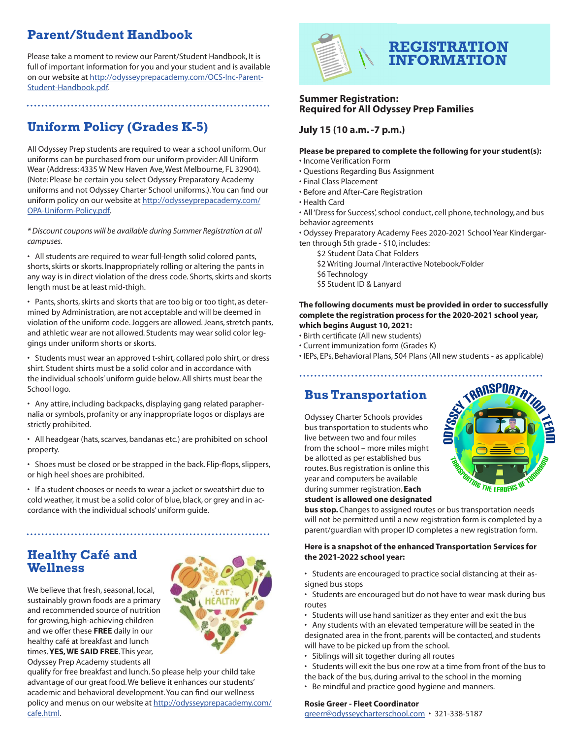## Parent/Student Handbook

Please take a moment to review our Parent/Student Handbook, It is full of important information for you and your student and is available on our website at http://odysseyprepacademy.com/OCS-Inc-Parent-Student-Handbook.pdf.

## Uniform Policy (Grades K-5)

All Odyssey Prep students are required to wear a school uniform. Our uniforms can be purchased from our uniform provider: All Uniform Wear (Address: 4335 W New Haven Ave, West Melbourne, FL 32904). (Note: Please be certain you select Odyssey Preparatory Academy uniforms and not Odyssey Charter School uniforms.). You can find our uniform policy on our website at http://odysseyprepacademy.com/OPA-Uniform-Policy.pdf.

*\* Discount coupons will be available during Summer Registration at all campuses.*

- All students are required to wear full-length solid colored pants, shorts, skirts or skorts. Inappropriately rolling or altering the pants in any way is in direct violation of the dress code. Shorts, skirts and skorts length must be at least mid-thigh.
- Pants, shorts, skirts and skorts that are too big or too tight, as determined by Administration, are not acceptable and will be deemed in violation of the uniform code. Joggers are allowed. Jeans, stretch pants, and athletic wear are not allowed. Students may wear solid color leggings under uniform shorts or skorts.
- Students must wear an approved t-shirt, collared polo shirt, or dress shirt. Student shirts must be a solid color and in accordance with the individual schools' uniform guide below. All shirts must bear the School logo.
- Any attire, including backpacks, displaying gang related paraphernalia or symbols, profanity or any inappropriate logos or displays are strictly prohibited.
- All headgear (hats, scarves, bandanas etc.) are prohibited on school property.
- Shoes must be closed or be strapped in the back. Flip-flops, slippers, or high heel shoes are prohibited.
- If a student chooses or needs to wear a jacket or sweatshirt due to cold weather, it must be a solid color of blue, black, or grey and in accordance with the individual schools' uniform guide.

## Healthy Café and Wellness

We believe that fresh, seasonal, local, sustainably grown foods are a primary and recommended source of nutrition for growing, high-achieving children and we offer these **FREE** daily in our healthy café at breakfast and lunch times. **YES, WE SAID FREE**. This year, Odyssey Prep Academy students all qualify for free breakfast and lunch. So please help your child take advantage of our great food. We believe it enhances our students' academic and behavioral development. You can find our wellness policy and menus on our website at http://odysseyprepacademy.com/cafe.html.

## REGISTRATION INFORMATION

**Summer Registration:**
**Required for All Odyssey Prep Families**

**July 15 (10 a.m. -7 p.m.)**

**Please be prepared to complete the following for your student(s):**

- Income Verification Form
- Questions Regarding Bus Assignment
- Final Class Placement
- Before and After-Care Registration
- Health Card
- All 'Dress for Success', school conduct, cell phone, technology, and bus behavior agreements
- Odyssey Preparatory Academy Fees 2020-2021 School Year Kindergarten through 5th grade - $10, includes:
  - $2 Student Data Chat Folders
  - $2 Writing Journal /Interactive Notebook/Folder
  - $6 Technology
  - $5 Student ID & Lanyard

**The following documents must be provided in order to successfully complete the registration process for the 2020-2021 school year, which begins August 10, 2021:**

- Birth certificate (All new students)
- Current immunization form (Grades K)
- IEPs, EPs, Behavioral Plans, 504 Plans (All new students - as applicable)

## Bus Transportation

Odyssey Charter Schools provides bus transportation to students who live between two and four miles from the school – more miles might be allotted as per established bus routes. Bus registration is online this year and computers be available during summer registration. **Each student is allowed one designated bus stop.** Changes to assigned routes or bus transportation needs will not be permitted until a new registration form is completed by a parent/guardian with proper ID completes a new registration form.

**Here is a snapshot of the enhanced Transportation Services for the 2021-2022 school year:**

- Students are encouraged to practice social distancing at their assigned bus stops
- Students are encouraged but do not have to wear mask during bus routes
- Students will use hand sanitizer as they enter and exit the bus
- Any students with an elevated temperature will be seated in the designated area in the front, parents will be contacted, and students will have to be picked up from the school.
- Siblings will sit together during all routes
- Students will exit the bus one row at a time from front of the bus to the back of the bus, during arrival to the school in the morning
- Be mindful and practice good hygiene and manners.

**Rosie Greer - Fleet Coordinator**
greerr@odysseycharterschool.com • 321-338-5187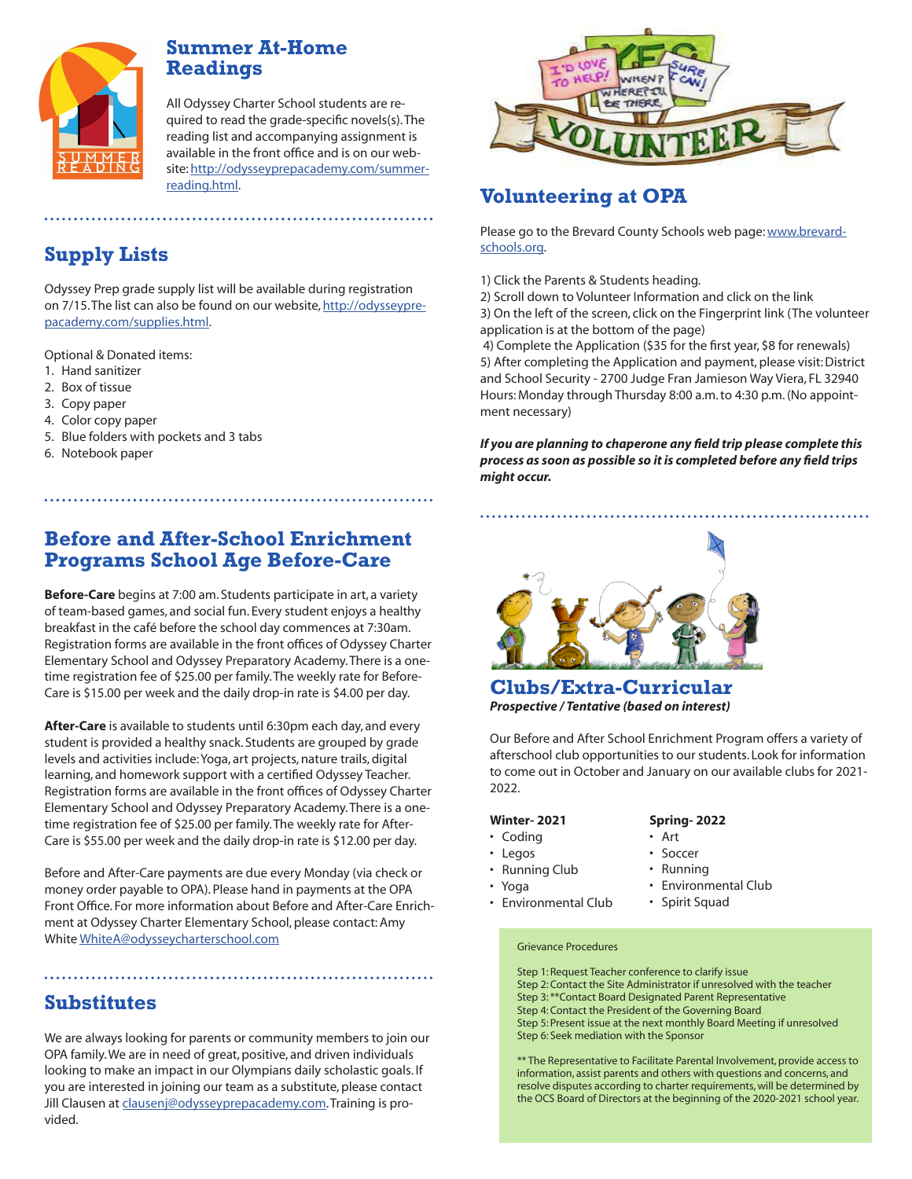## Summer At-Home Readings

All Odyssey Charter School students are required to read the grade-specific novels(s). The reading list and accompanying assignment is available in the front office and is on our website: http://odysseyprepacademy.com/summer-reading.html.

## Supply Lists

Odyssey Prep grade supply list will be available during registration on 7/15. The list can also be found on our website, http://odysseyprepacademy.com/supplies.html.

Optional & Donated items:

1. Hand sanitizer
2. Box of tissue
3. Copy paper
4. Color copy paper
5. Blue folders with pockets and 3 tabs
6. Notebook paper

## Before and After-School Enrichment Programs School Age Before-Care

**Before-Care** begins at 7:00 am. Students participate in art, a variety of team-based games, and social fun. Every student enjoys a healthy breakfast in the café before the school day commences at 7:30am. Registration forms are available in the front offices of Odyssey Charter Elementary School and Odyssey Preparatory Academy. There is a one-time registration fee of $25.00 per family. The weekly rate for Before-Care is $15.00 per week and the daily drop-in rate is $4.00 per day.

**After-Care** is available to students until 6:30pm each day, and every student is provided a healthy snack. Students are grouped by grade levels and activities include: Yoga, art projects, nature trails, digital learning, and homework support with a certified Odyssey Teacher. Registration forms are available in the front offices of Odyssey Charter Elementary School and Odyssey Preparatory Academy. There is a one-time registration fee of $25.00 per family. The weekly rate for After-Care is $55.00 per week and the daily drop-in rate is $12.00 per day.

Before and After-Care payments are due every Monday (via check or money order payable to OPA). Please hand in payments at the OPA Front Office. For more information about Before and After-Care Enrichment at Odyssey Charter Elementary School, please contact: Amy White WhiteA@odysseycharterschool.com

## Substitutes

We are always looking for parents or community members to join our OPA family. We are in need of great, positive, and driven individuals looking to make an impact in our Olympians daily scholastic goals. If you are interested in joining our team as a substitute, please contact Jill Clausen at clausenj@odysseyprepacademy.com. Training is provided.

## Volunteering at OPA

Please go to the Brevard County Schools web page: www.brevardschools.org.

1) Click the Parents & Students heading.
2) Scroll down to Volunteer Information and click on the link
3) On the left of the screen, click on the Fingerprint link (The volunteer application is at the bottom of the page)
4) Complete the Application ($35 for the first year, $8 for renewals)
5) After completing the Application and payment, please visit: District and School Security - 2700 Judge Fran Jamieson Way Viera, FL 32940 Hours: Monday through Thursday 8:00 a.m. to 4:30 p.m. (No appointment necessary)

***If you are planning to chaperone any field trip please complete this process as soon as possible so it is completed before any field trips might occur.***

## Clubs/Extra-Curricular

***Prospective / Tentative (based on interest)***

Our Before and After School Enrichment Program offers a variety of afterschool club opportunities to our students. Look for information to come out in October and January on our available clubs for 2021-2022.

**Winter- 2021**

- Coding
- Legos
- Running Club
- Yoga
- Environmental Club

**Spring- 2022**

- Art
- Soccer
- Running
- Environmental Club
- Spirit Squad

Grievance Procedures

Step 1: Request Teacher conference to clarify issue
Step 2: Contact the Site Administrator if unresolved with the teacher
Step 3: **Contact Board Designated Parent Representative
Step 4: Contact the President of the Governing Board
Step 5: Present issue at the next monthly Board Meeting if unresolved
Step 6: Seek mediation with the Sponsor

** The Representative to Facilitate Parental Involvement, provide access to information, assist parents and others with questions and concerns, and resolve disputes according to charter requirements, will be determined by the OCS Board of Directors at the beginning of the 2020-2021 school year.